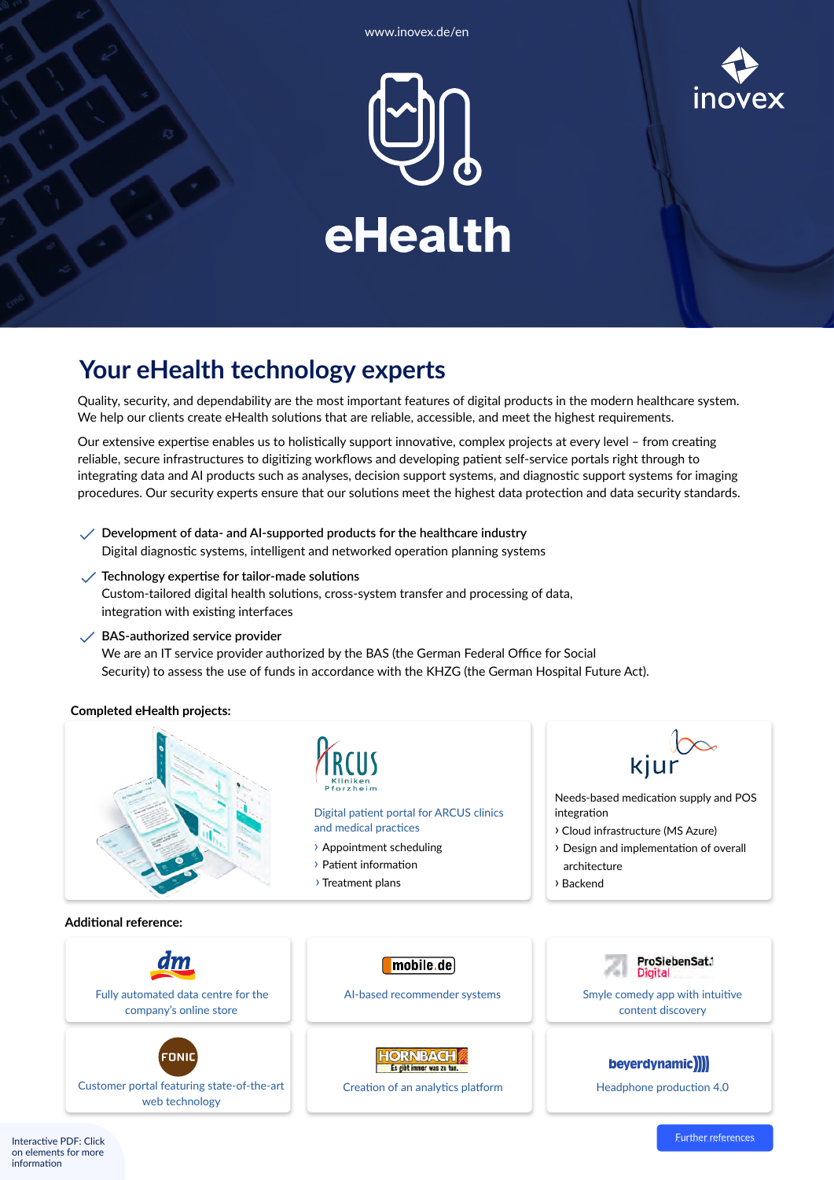www.inovex.de/en

inovex

# eHealth

## Your eHealth technology experts

Quality, security, and dependability are the most important features of digital products in the modern healthcare system. We help our clients create eHealth solutions that are reliable, accessible, and meet the highest requirements.

Our extensive expertise enables us to holistically support innovative, complex projects at every level – from creating reliable, secure infrastructures to digitizing workflows and developing patient self-service portals right through to integrating data and AI products such as analyses, decision support systems, and diagnostic support systems for imaging procedures. Our security experts ensure that our solutions meet the highest data protection and data security standards.

- **Development of data- and AI-supported products for the healthcare industry**
  Digital diagnostic systems, intelligent and networked operation planning systems
- **Technology expertise for tailor-made solutions**
  Custom-tailored digital health solutions, cross-system transfer and processing of data, integration with existing interfaces
- **BAS-authorized service provider**
  We are an IT service provider authorized by the BAS (the German Federal Office for Social Security) to assess the use of funds in accordance with the KHZG (the German Hospital Future Act).

### Completed eHealth projects:

**ARCUS Kliniken Pforzheim**

Digital patient portal for ARCUS clinics and medical practices

- Appointment scheduling
- Patient information
- Treatment plans

**kjur**

Needs-based medication supply and POS integration

- Cloud infrastructure (MS Azure)
- Design and implementation of overall architecture
- Backend

### Additional reference:

- **dm**: Fully automated data centre for the company's online store
- **mobile.de**: AI-based recommender systems
- **ProSiebenSat.1 Digital**: Smyle comedy app with intuitive content discovery
- **FONIC**: Customer portal featuring state-of-the-art web technology
- **HORNBACH** (Es gibt immer was zu tun.): Creation of an analytics platform
- **beyerdynamic**: Headphone production 4.0

Interactive PDF: Click on elements for more information

Further references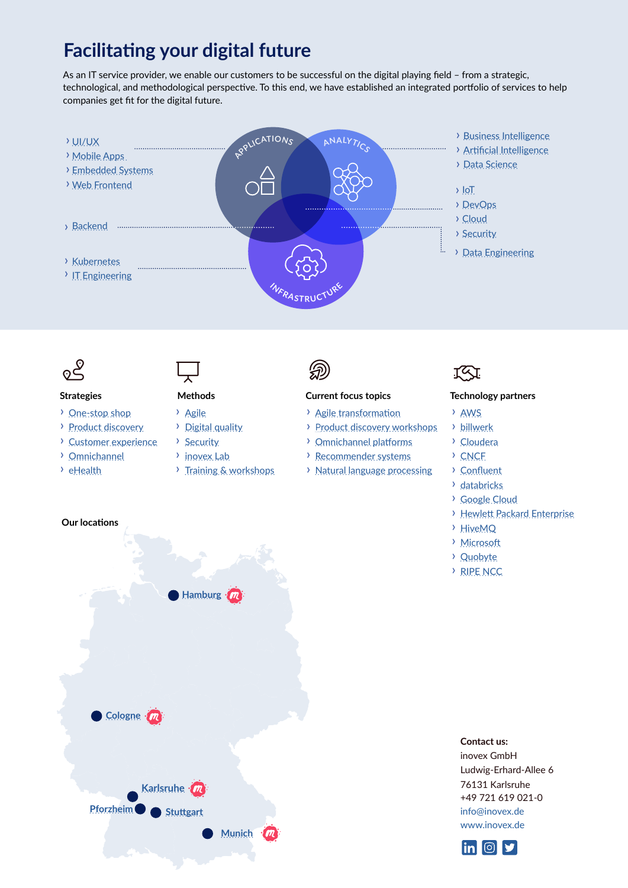# Facilitating your digital future

As an IT service provider, we enable our customers to be successful on the digital playing field – from a strategic, technological, and methodological perspective. To this end, we have established an integrated portfolio of services to help companies get fit for the digital future.

APPLICATIONS

- UI/UX
- Mobile Apps
- Embedded Systems
- Web Frontend

ANALYTICS

- Business Intelligence
- Artificial Intelligence
- Data Science

INFRASTRUCTURE

- Kubernetes
- IT Engineering

- Backend
- IoT
- DevOps
- Cloud
- Security
- Data Engineering

### Strategies

- One-stop shop
- Product discovery
- Customer experience
- Omnichannel
- eHealth

### Methods

- Agile
- Digital quality
- Security
- inovex Lab
- Training & workshops

### Current focus topics

- Agile transformation
- Product discovery workshops
- Omnichannel platforms
- Recommender systems
- Natural language processing

### Technology partners

- AWS
- billwerk
- Cloudera
- CNCF
- Confluent
- databricks
- Google Cloud
- Hewlett Packard Enterprise
- HiveMQ
- Microsoft
- Quobyte
- RIPE NCC

### Our locations

Hamburg
Cologne
Karlsruhe
Pforzheim
Stuttgart
Munich

**Contact us:**
inovex GmbH
Ludwig-Erhard-Allee 6
76131 Karlsruhe
+49 721 619 021-0
info@inovex.de
www.inovex.de